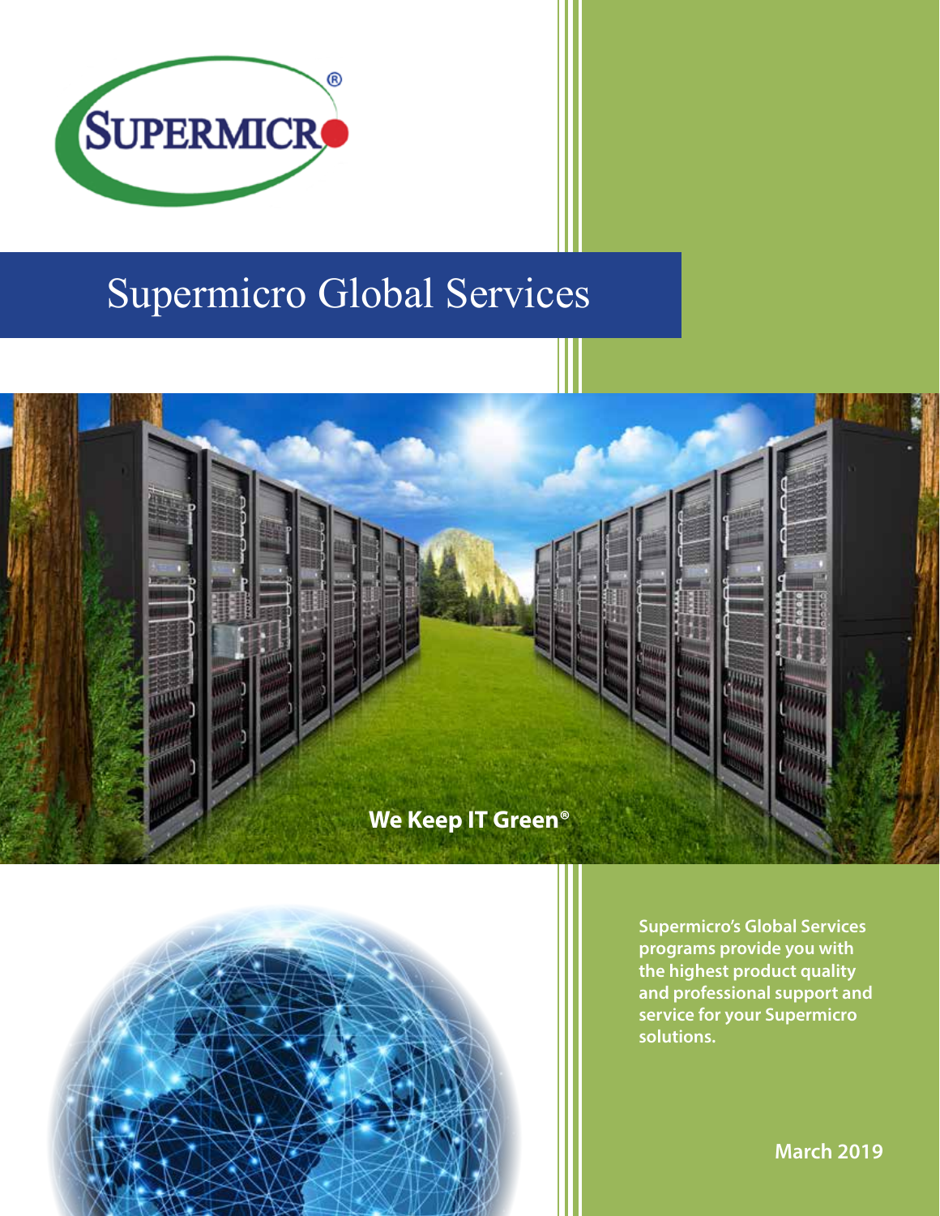# Supermicro Global Services

**We Keep IT Green®**

**Supermicro's Global Services programs provide you with the highest product quality and professional support and service for your Supermicro solutions.**

**March 2019**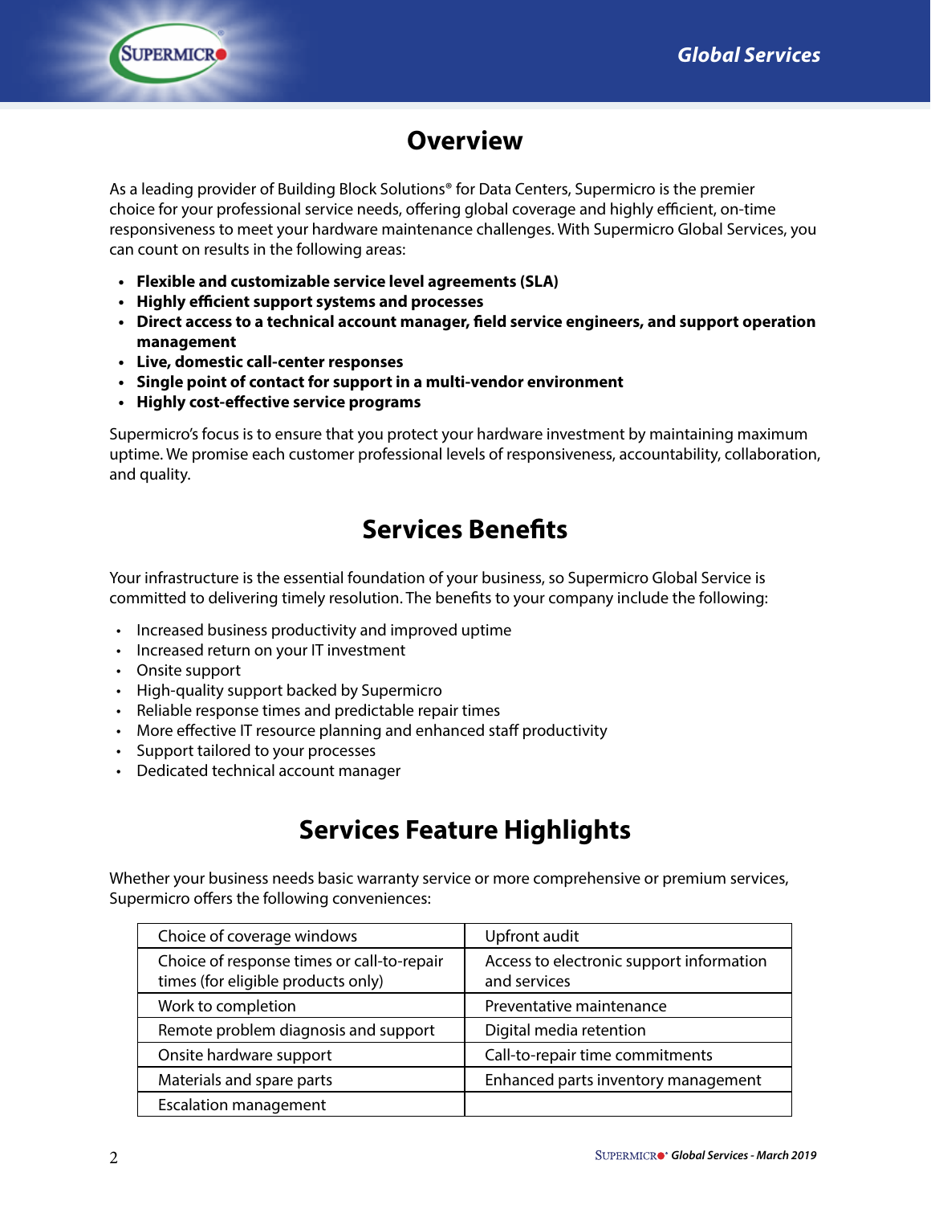## Overview

As a leading provider of Building Block Solutions® for Data Centers, Supermicro is the premier choice for your professional service needs, offering global coverage and highly efficient, on-time responsiveness to meet your hardware maintenance challenges. With Supermicro Global Services, you can count on results in the following areas:

- **Flexible and customizable service level agreements (SLA)**
- **Highly efficient support systems and processes**
- **Direct access to a technical account manager, field service engineers, and support operation management**
- **Live, domestic call-center responses**
- **Single point of contact for support in a multi-vendor environment**
- **Highly cost-effective service programs**

Supermicro's focus is to ensure that you protect your hardware investment by maintaining maximum uptime. We promise each customer professional levels of responsiveness, accountability, collaboration, and quality.

## Services Benefits

Your infrastructure is the essential foundation of your business, so Supermicro Global Service is committed to delivering timely resolution. The benefits to your company include the following:

- Increased business productivity and improved uptime
- Increased return on your IT investment
- Onsite support
- High-quality support backed by Supermicro
- Reliable response times and predictable repair times
- More effective IT resource planning and enhanced staff productivity
- Support tailored to your processes
- Dedicated technical account manager

## Services Feature Highlights

Whether your business needs basic warranty service or more comprehensive or premium services, Supermicro offers the following conveniences:

| | |
|---|---|
| Choice of coverage windows | Upfront audit |
| Choice of response times or call-to-repair times (for eligible products only) | Access to electronic support information and services |
| Work to completion | Preventative maintenance |
| Remote problem diagnosis and support | Digital media retention |
| Onsite hardware support | Call-to-repair time commitments |
| Materials and spare parts | Enhanced parts inventory management |
| Escalation management | |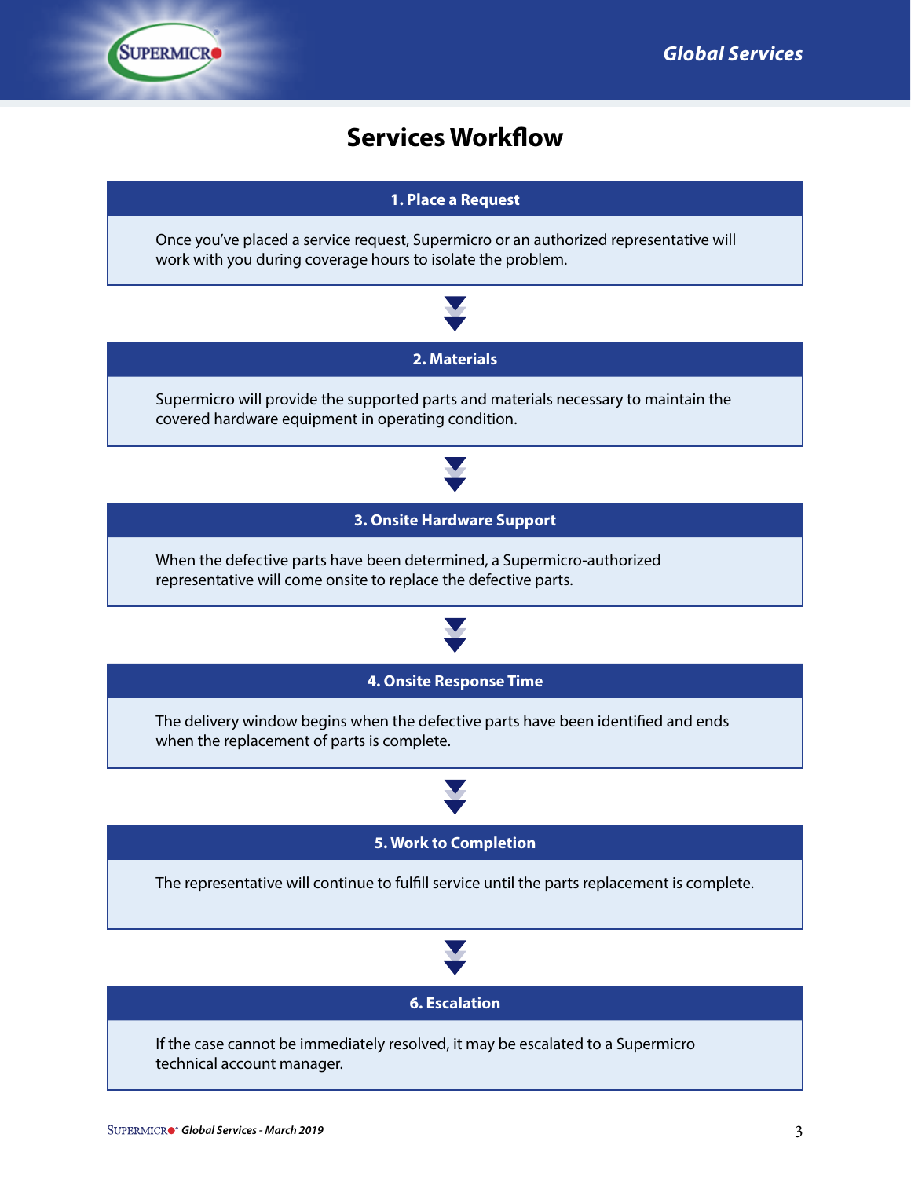# Services Workflow

### 1. Place a Request

Once you've placed a service request, Supermicro or an authorized representative will work with you during coverage hours to isolate the problem.

### 2. Materials

Supermicro will provide the supported parts and materials necessary to maintain the covered hardware equipment in operating condition.

### 3. Onsite Hardware Support

When the defective parts have been determined, a Supermicro-authorized representative will come onsite to replace the defective parts.

### 4. Onsite Response Time

The delivery window begins when the defective parts have been identified and ends when the replacement of parts is complete.

### 5. Work to Completion

The representative will continue to fulfill service until the parts replacement is complete.

### 6. Escalation

If the case cannot be immediately resolved, it may be escalated to a Supermicro technical account manager.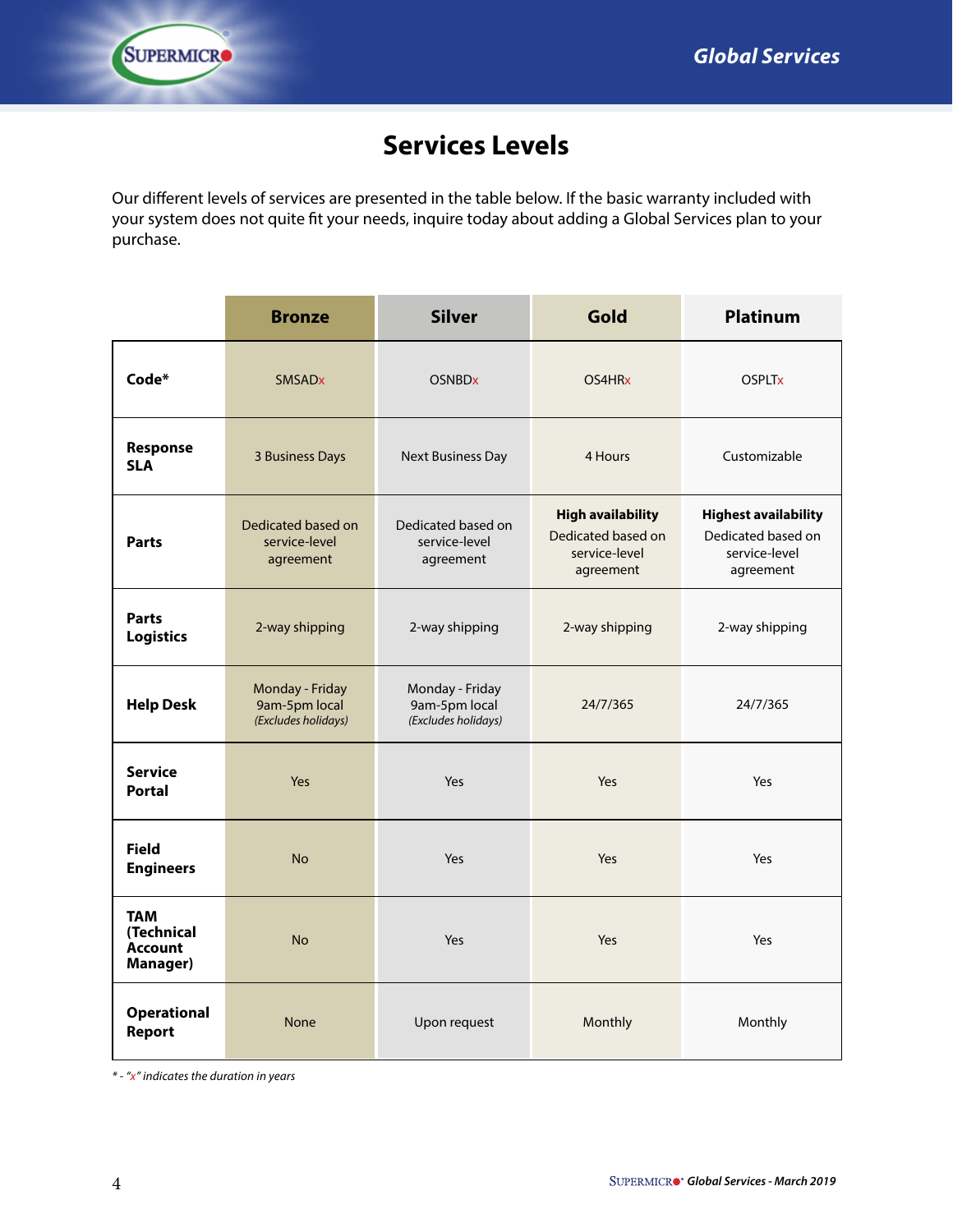# Services Levels

Our different levels of services are presented in the table below. If the basic warranty included with your system does not quite fit your needs, inquire today about adding a Global Services plan to your purchase.

| | Bronze | Silver | Gold | Platinum |
|---|---|---|---|---|
| **Code*** | SMSADx | OSNBDx | OS4HRx | OSPLTx |
| **Response SLA** | 3 Business Days | Next Business Day | 4 Hours | Customizable |
| **Parts** | Dedicated based on service-level agreement | Dedicated based on service-level agreement | **High availability** Dedicated based on service-level agreement | **Highest availability** Dedicated based on service-level agreement |
| **Parts Logistics** | 2-way shipping | 2-way shipping | 2-way shipping | 2-way shipping |
| **Help Desk** | Monday - Friday 9am-5pm local *(Excludes holidays)* | Monday - Friday 9am-5pm local *(Excludes holidays)* | 24/7/365 | 24/7/365 |
| **Service Portal** | Yes | Yes | Yes | Yes |
| **Field Engineers** | No | Yes | Yes | Yes |
| **TAM (Technical Account Manager)** | No | Yes | Yes | Yes |
| **Operational Report** | None | Upon request | Monthly | Monthly |

*\* - "x" indicates the duration in years*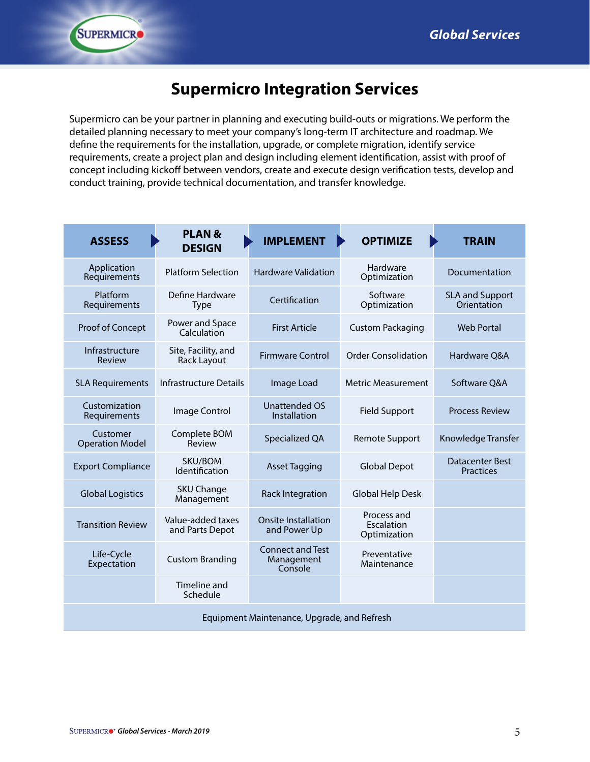# Supermicro Integration Services

Supermicro can be your partner in planning and executing build-outs or migrations. We perform the detailed planning necessary to meet your company's long-term IT architecture and roadmap. We define the requirements for the installation, upgrade, or complete migration, identify service requirements, create a project plan and design including element identification, assist with proof of concept including kickoff between vendors, create and execute design verification tests, develop and conduct training, provide technical documentation, and transfer knowledge.

| ASSESS | PLAN & DESIGN | IMPLEMENT | OPTIMIZE | TRAIN |
|---|---|---|---|---|
| Application Requirements | Platform Selection | Hardware Validation | Hardware Optimization | Documentation |
| Platform Requirements | Define Hardware Type | Certification | Software Optimization | SLA and Support Orientation |
| Proof of Concept | Power and Space Calculation | First Article | Custom Packaging | Web Portal |
| Infrastructure Review | Site, Facility, and Rack Layout | Firmware Control | Order Consolidation | Hardware Q&A |
| SLA Requirements | Infrastructure Details | Image Load | Metric Measurement | Software Q&A |
| Customization Requirements | Image Control | Unattended OS Installation | Field Support | Process Review |
| Customer Operation Model | Complete BOM Review | Specialized QA | Remote Support | Knowledge Transfer |
| Export Compliance | SKU/BOM Identification | Asset Tagging | Global Depot | Datacenter Best Practices |
| Global Logistics | SKU Change Management | Rack Integration | Global Help Desk | |
| Transition Review | Value-added taxes and Parts Depot | Onsite Installation and Power Up | Process and Escalation Optimization | |
| Life-Cycle Expectation | Custom Branding | Connect and Test Management Console | Preventative Maintenance | |
| | Timeline and Schedule | | | |
| Equipment Maintenance, Upgrade, and Refresh | | | | |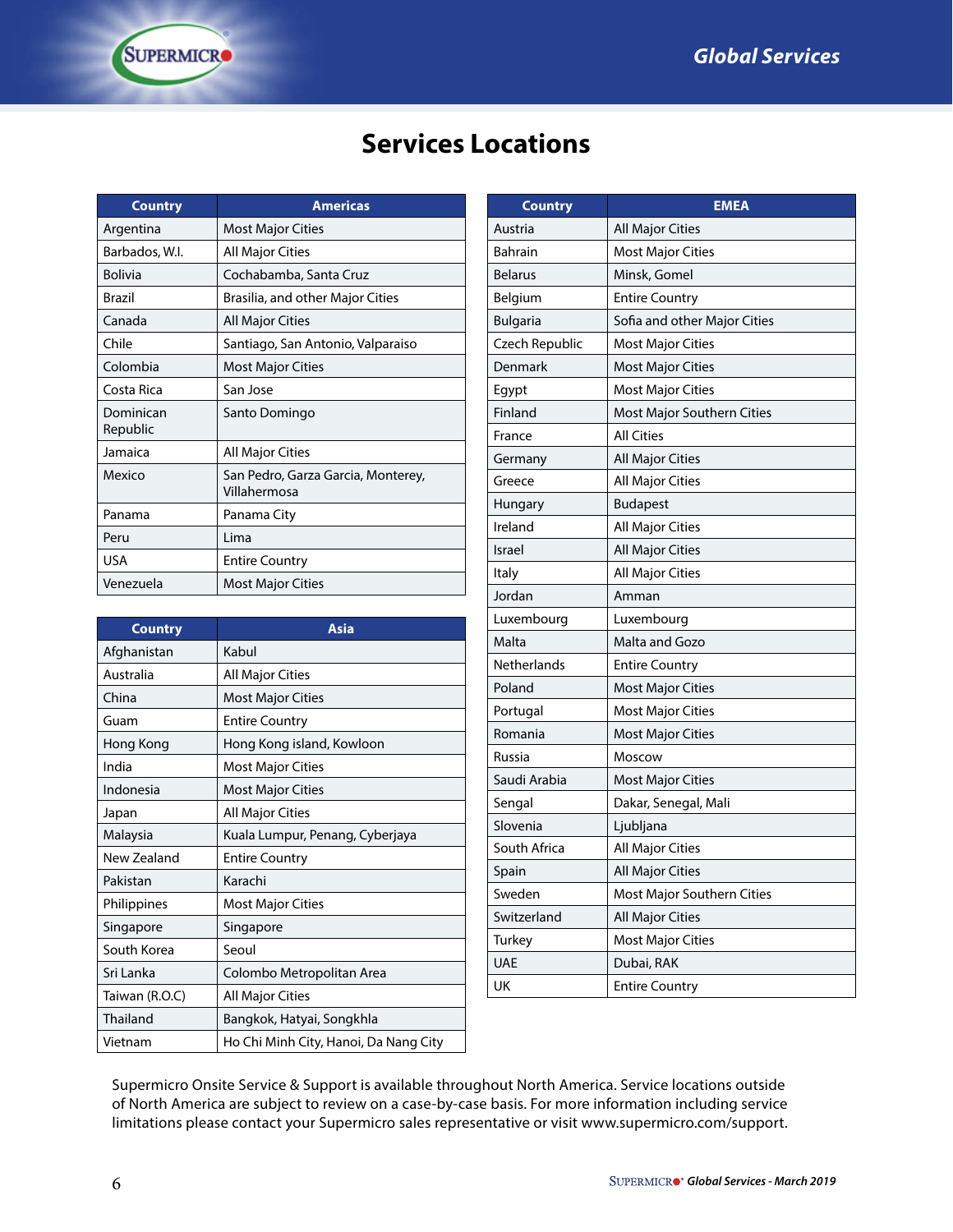# Services Locations

| Country | Americas |
|---|---|
| Argentina | Most Major Cities |
| Barbados, W.I. | All Major Cities |
| Bolivia | Cochabamba, Santa Cruz |
| Brazil | Brasilia, and other Major Cities |
| Canada | All Major Cities |
| Chile | Santiago, San Antonio, Valparaiso |
| Colombia | Most Major Cities |
| Costa Rica | San Jose |
| Dominican Republic | Santo Domingo |
| Jamaica | All Major Cities |
| Mexico | San Pedro, Garza Garcia, Monterey, Villahermosa |
| Panama | Panama City |
| Peru | Lima |
| USA | Entire Country |
| Venezuela | Most Major Cities |

| Country | Asia |
|---|---|
| Afghanistan | Kabul |
| Australia | All Major Cities |
| China | Most Major Cities |
| Guam | Entire Country |
| Hong Kong | Hong Kong island, Kowloon |
| India | Most Major Cities |
| Indonesia | Most Major Cities |
| Japan | All Major Cities |
| Malaysia | Kuala Lumpur, Penang, Cyberjaya |
| New Zealand | Entire Country |
| Pakistan | Karachi |
| Philippines | Most Major Cities |
| Singapore | Singapore |
| South Korea | Seoul |
| Sri Lanka | Colombo Metropolitan Area |
| Taiwan (R.O.C) | All Major Cities |
| Thailand | Bangkok, Hatyai, Songkhla |
| Vietnam | Ho Chi Minh City, Hanoi, Da Nang City |

| Country | EMEA |
|---|---|
| Austria | All Major Cities |
| Bahrain | Most Major Cities |
| Belarus | Minsk, Gomel |
| Belgium | Entire Country |
| Bulgaria | Sofia and other Major Cities |
| Czech Republic | Most Major Cities |
| Denmark | Most Major Cities |
| Egypt | Most Major Cities |
| Finland | Most Major Southern Cities |
| France | All Cities |
| Germany | All Major Cities |
| Greece | All Major Cities |
| Hungary | Budapest |
| Ireland | All Major Cities |
| Israel | All Major Cities |
| Italy | All Major Cities |
| Jordan | Amman |
| Luxembourg | Luxembourg |
| Malta | Malta and Gozo |
| Netherlands | Entire Country |
| Poland | Most Major Cities |
| Portugal | Most Major Cities |
| Romania | Most Major Cities |
| Russia | Moscow |
| Saudi Arabia | Most Major Cities |
| Sengal | Dakar, Senegal, Mali |
| Slovenia | Ljubljana |
| South Africa | All Major Cities |
| Spain | All Major Cities |
| Sweden | Most Major Southern Cities |
| Switzerland | All Major Cities |
| Turkey | Most Major Cities |
| UAE | Dubai, RAK |
| UK | Entire Country |

Supermicro Onsite Service & Support is available throughout North America. Service locations outside of North America are subject to review on a case-by-case basis. For more information including service limitations please contact your Supermicro sales representative or visit www.supermicro.com/support.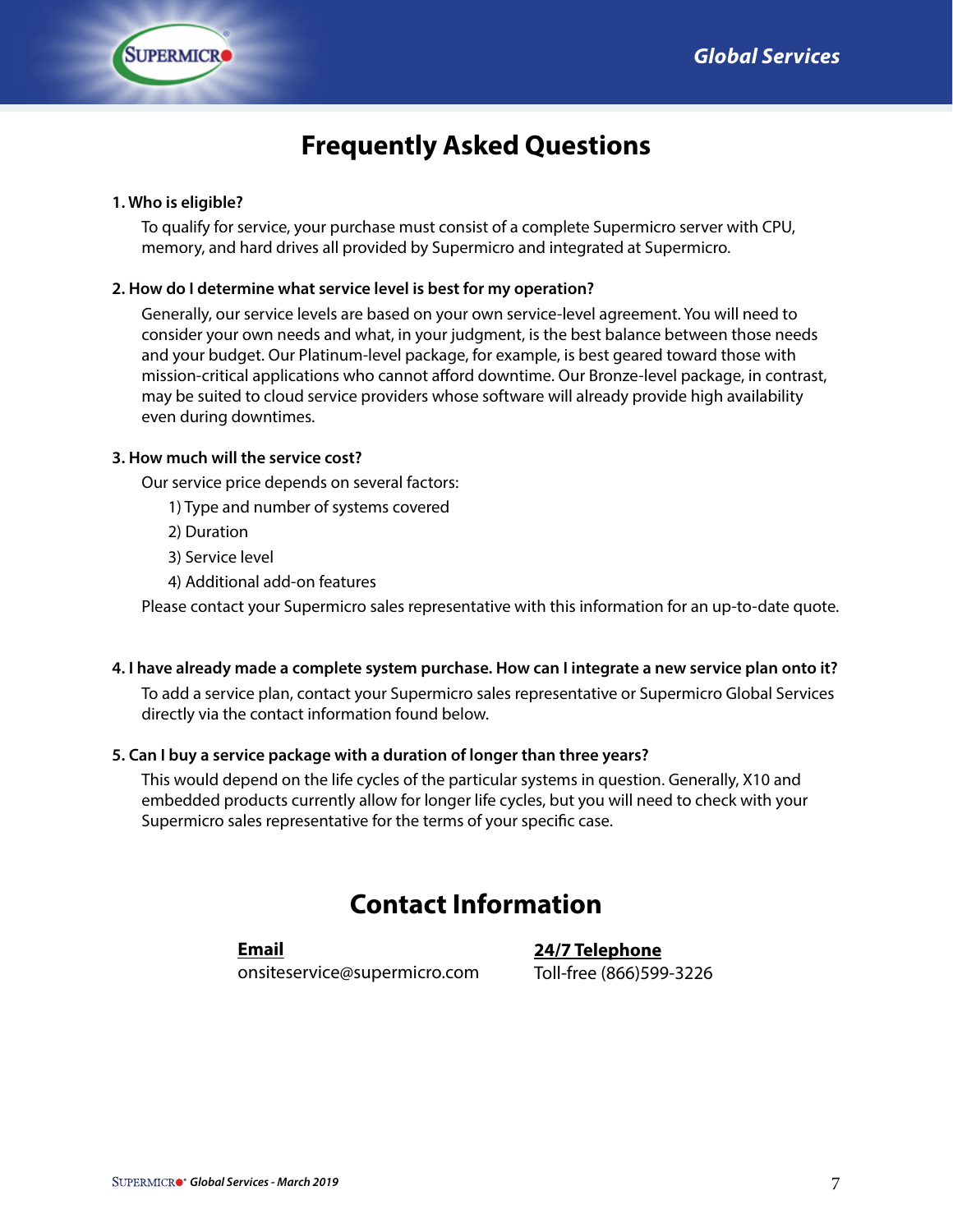# Frequently Asked Questions

**1. Who is eligible?**

To qualify for service, your purchase must consist of a complete Supermicro server with CPU, memory, and hard drives all provided by Supermicro and integrated at Supermicro.

**2. How do I determine what service level is best for my operation?**

Generally, our service levels are based on your own service-level agreement. You will need to consider your own needs and what, in your judgment, is the best balance between those needs and your budget. Our Platinum-level package, for example, is best geared toward those with mission-critical applications who cannot afford downtime. Our Bronze-level package, in contrast, may be suited to cloud service providers whose software will already provide high availability even during downtimes.

**3. How much will the service cost?**

Our service price depends on several factors:

1) Type and number of systems covered
2) Duration
3) Service level
4) Additional add-on features

Please contact your Supermicro sales representative with this information for an up-to-date quote.

**4. I have already made a complete system purchase. How can I integrate a new service plan onto it?**

To add a service plan, contact your Supermicro sales representative or Supermicro Global Services directly via the contact information found below.

**5. Can I buy a service package with a duration of longer than three years?**

This would depend on the life cycles of the particular systems in question. Generally, X10 and embedded products currently allow for longer life cycles, but you will need to check with your Supermicro sales representative for the terms of your specific case.

# Contact Information

**Email**
onsiteservice@supermicro.com

**24/7 Telephone**
Toll-free (866)599-3226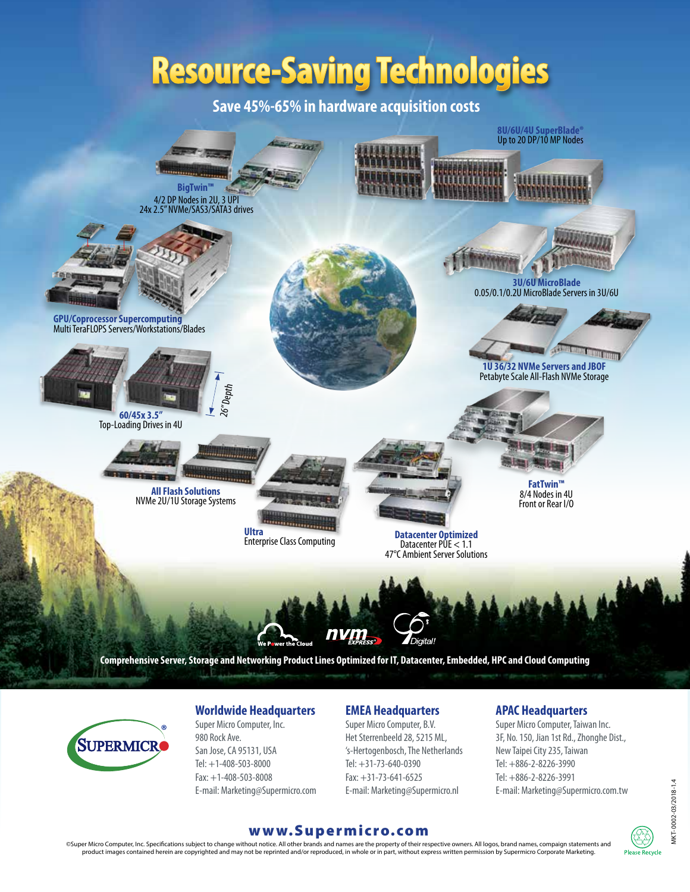# Resource-Saving Technologies

## Save 45%-65% in hardware acquisition costs

**BigTwin™**
4/2 DP Nodes in 2U, 3 UPI
24x 2.5" NVMe/SAS3/SATA3 drives

**8U/6U/4U SuperBlade®**
Up to 20 DP/10 MP Nodes

**GPU/Coprocessor Supercomputing**
Multi TeraFLOPS Servers/Workstations/Blades

**3U/6U MicroBlade**
0.05/0.1/0.2U MicroBlade Servers in 3U/6U

**1U 36/32 NVMe Servers and JBOF**
Petabyte Scale All-Flash NVMe Storage

**60/45x 3.5"**
Top-Loading Drives in 4U

26" Depth

**FatTwin™**
8/4 Nodes in 4U
Front or Rear I/O

**All Flash Solutions**
NVMe 2U/1U Storage Systems

**Ultra**
Enterprise Class Computing

**Datacenter Optimized**
Datacenter PUE < 1.1
47°C Ambient Server Solutions

We Power the Cloud | nvm EXPRESS | Digital!

**Comprehensive Server, Storage and Networking Product Lines Optimized for IT, Datacenter, Embedded, HPC and Cloud Computing**

SUPERMICRO®

### Worldwide Headquarters

Super Micro Computer, Inc.
980 Rock Ave.
San Jose, CA 95131, USA
Tel: +1-408-503-8000
Fax: +1-408-503-8008
E-mail: Marketing@Supermicro.com

### EMEA Headquarters

Super Micro Computer, B.V.
Het Sterrenbeeld 28, 5215 ML,
's-Hertogenbosch, The Netherlands
Tel: +31-73-640-0390
Fax: +31-73-641-6525
E-mail: Marketing@Supermicro.nl

### APAC Headquarters

Super Micro Computer, Taiwan Inc.
3F, No. 150, Jian 1st Rd., Zhonghe Dist.,
New Taipei City 235, Taiwan
Tel: +886-2-8226-3990
Tel: +886-2-8226-3991
E-mail: Marketing@Supermicro.com.tw

**www.Supermicro.com**

©Super Micro Computer, Inc. Specifications subject to change without notice. All other brands and names are the property of their respective owners. All logos, brand names, compaign statements and product images contained herein are copyrighted and may not be reprinted and/or reproduced, in whole or in part, without express written permission by Supermicro Corporate Marketing.

Please Recycle

MKT-0002-03/2018-1.4